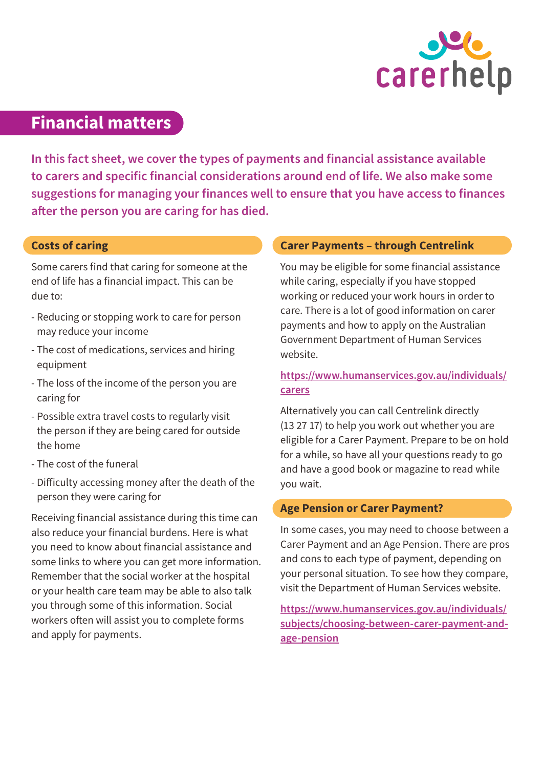carerhelp

# Financial matters

**In this fact sheet, we cover the types of payments and financial assistance available to carers and specific financial considerations around end of life. We also make some suggestions for managing your finances well to ensure that you have access to finances after the person you are caring for has died.**

## Costs of caring

Some carers find that caring for someone at the end of life has a financial impact. This can be due to:

- Reducing or stopping work to care for person may reduce your income
- The cost of medications, services and hiring equipment
- The loss of the income of the person you are caring for
- Possible extra travel costs to regularly visit the person if they are being cared for outside the home
- The cost of the funeral
- Difficulty accessing money after the death of the person they were caring for

Receiving financial assistance during this time can also reduce your financial burdens. Here is what you need to know about financial assistance and some links to where you can get more information. Remember that the social worker at the hospital or your health care team may be able to also talk you through some of this information. Social workers often will assist you to complete forms and apply for payments.

## Carer Payments – through Centrelink

You may be eligible for some financial assistance while caring, especially if you have stopped working or reduced your work hours in order to care. There is a lot of good information on carer payments and how to apply on the Australian Government Department of Human Services website.

https://www.humanservices.gov.au/individuals/carers

Alternatively you can call Centrelink directly (13 27 17) to help you work out whether you are eligible for a Carer Payment. Prepare to be on hold for a while, so have all your questions ready to go and have a good book or magazine to read while you wait.

## Age Pension or Carer Payment?

In some cases, you may need to choose between a Carer Payment and an Age Pension. There are pros and cons to each type of payment, depending on your personal situation. To see how they compare, visit the Department of Human Services website.

https://www.humanservices.gov.au/individuals/subjects/choosing-between-carer-payment-and-age-pension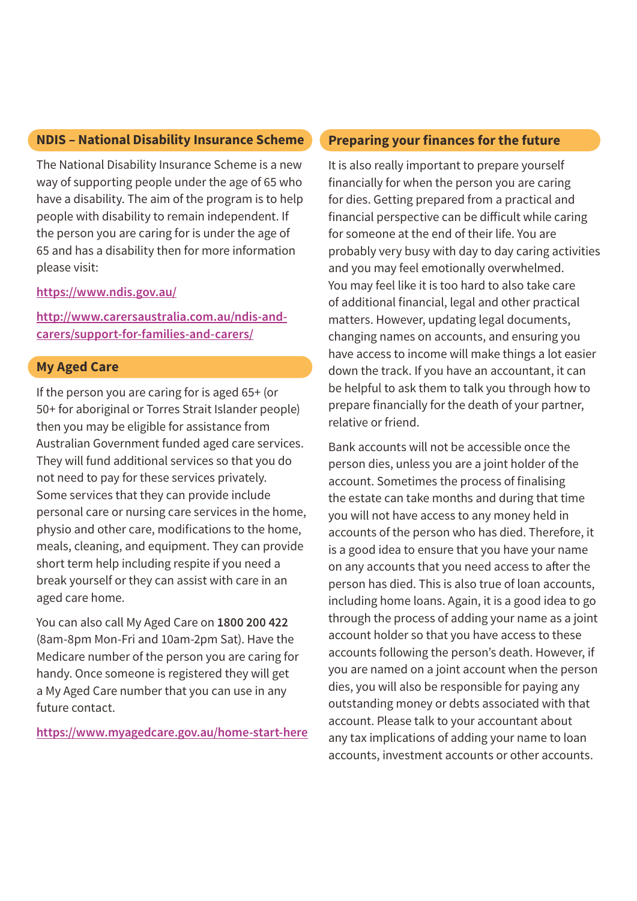## NDIS – National Disability Insurance Scheme

The National Disability Insurance Scheme is a new way of supporting people under the age of 65 who have a disability. The aim of the program is to help people with disability to remain independent. If the person you are caring for is under the age of 65 and has a disability then for more information please visit:

https://www.ndis.gov.au/

http://www.carersaustralia.com.au/ndis-and-carers/support-for-families-and-carers/

## My Aged Care

If the person you are caring for is aged 65+ (or 50+ for aboriginal or Torres Strait Islander people) then you may be eligible for assistance from Australian Government funded aged care services. They will fund additional services so that you do not need to pay for these services privately. Some services that they can provide include personal care or nursing care services in the home, physio and other care, modifications to the home, meals, cleaning, and equipment. They can provide short term help including respite if you need a break yourself or they can assist with care in an aged care home.

You can also call My Aged Care on **1800 200 422** (8am-8pm Mon-Fri and 10am-2pm Sat). Have the Medicare number of the person you are caring for handy. Once someone is registered they will get a My Aged Care number that you can use in any future contact.

https://www.myagedcare.gov.au/home-start-here

## Preparing your finances for the future

It is also really important to prepare yourself financially for when the person you are caring for dies. Getting prepared from a practical and financial perspective can be difficult while caring for someone at the end of their life. You are probably very busy with day to day caring activities and you may feel emotionally overwhelmed. You may feel like it is too hard to also take care of additional financial, legal and other practical matters. However, updating legal documents, changing names on accounts, and ensuring you have access to income will make things a lot easier down the track. If you have an accountant, it can be helpful to ask them to talk you through how to prepare financially for the death of your partner, relative or friend.

Bank accounts will not be accessible once the person dies, unless you are a joint holder of the account. Sometimes the process of finalising the estate can take months and during that time you will not have access to any money held in accounts of the person who has died. Therefore, it is a good idea to ensure that you have your name on any accounts that you need access to after the person has died. This is also true of loan accounts, including home loans. Again, it is a good idea to go through the process of adding your name as a joint account holder so that you have access to these accounts following the person's death. However, if you are named on a joint account when the person dies, you will also be responsible for paying any outstanding money or debts associated with that account. Please talk to your accountant about any tax implications of adding your name to loan accounts, investment accounts or other accounts.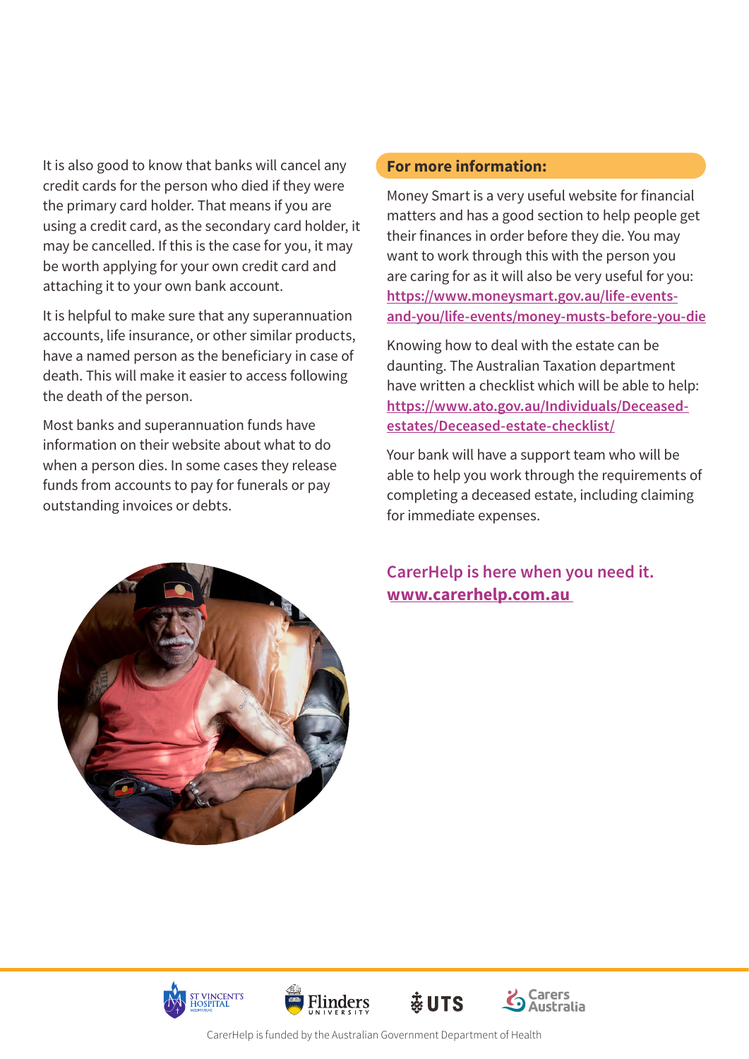It is also good to know that banks will cancel any credit cards for the person who died if they were the primary card holder. That means if you are using a credit card, as the secondary card holder, it may be cancelled. If this is the case for you, it may be worth applying for your own credit card and attaching it to your own bank account.

It is helpful to make sure that any superannuation accounts, life insurance, or other similar products, have a named person as the beneficiary in case of death. This will make it easier to access following the death of the person.

Most banks and superannuation funds have information on their website about what to do when a person dies. In some cases they release funds from accounts to pay for funerals or pay outstanding invoices or debts.

**For more information:**

Money Smart is a very useful website for financial matters and has a good section to help people get their finances in order before they die. You may want to work through this with the person you are caring for as it will also be very useful for you: https://www.moneysmart.gov.au/life-events-and-you/life-events/money-musts-before-you-die

Knowing how to deal with the estate can be daunting. The Australian Taxation department have written a checklist which will be able to help: https://www.ato.gov.au/Individuals/Deceased-estates/Deceased-estate-checklist/

Your bank will have a support team who will be able to help you work through the requirements of completing a deceased estate, including claiming for immediate expenses.

**CarerHelp is here when you need it.**
**www.carerhelp.com.au**

CarerHelp is funded by the Australian Government Department of Health